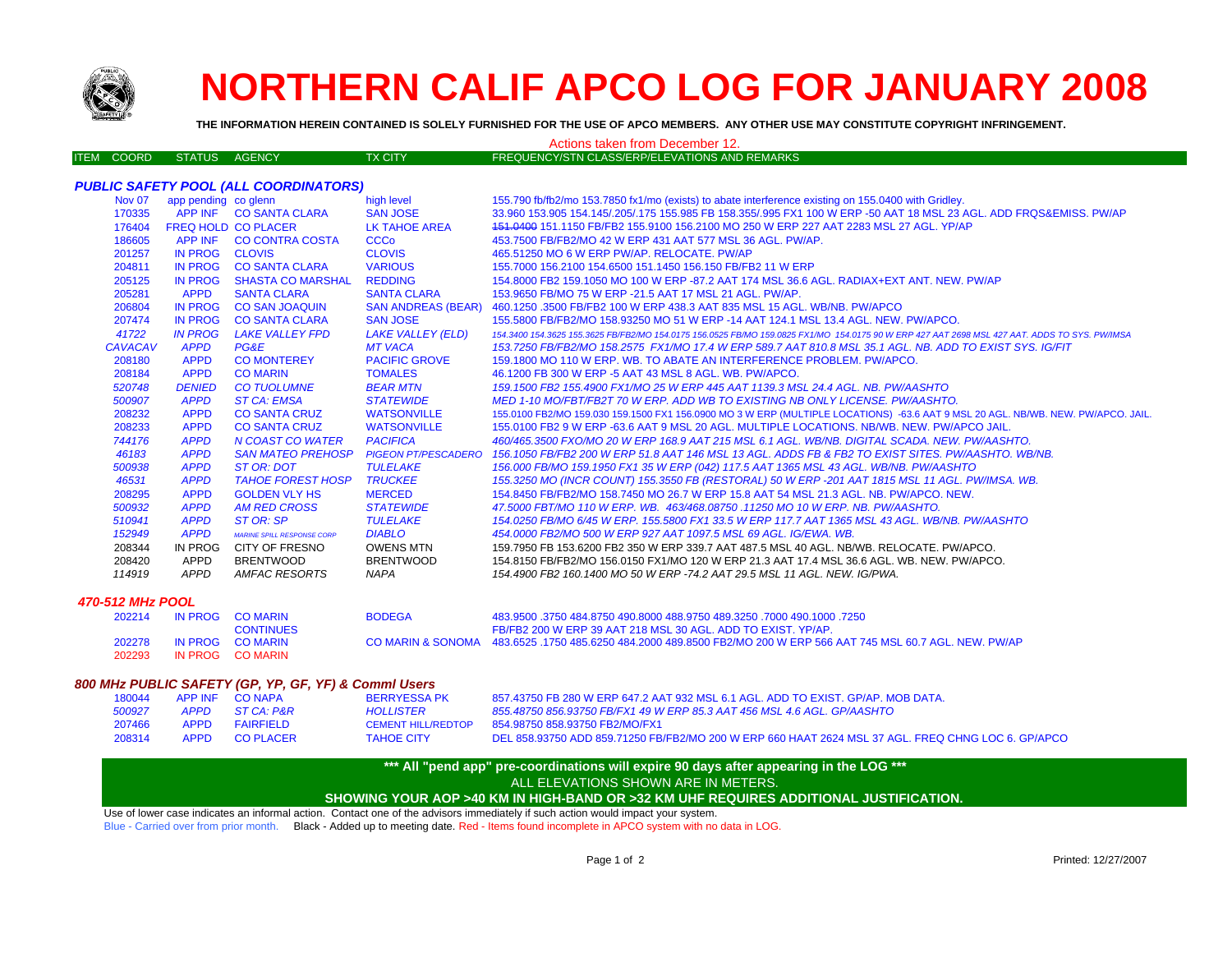# NORTHERN CALIF APCO LOG FOR JANUARY 2008

**THE INFORMATION HEREIN CONTAINED IS SOLELY FURNISHED FOR THE USE OF APCO MEMBERS. ANY OTHER USE MAY CONSTITUTE COPYRIGHT INFRINGEMENT.**

Actions taken from December 12.

| ITEM COORD | STATUS | AGENCY | TX CITY | FREQUENCY/STN CLASS/ERP/ELEVATIONS AND REMARKS |
|---|---|---|---|---|
| ***PUBLIC SAFETY POOL (ALL COORDINATORS)*** | | | | |
| Nov 07 | app pending | co glenn | high level | 155.790 fb/fb2/mo 153.7850 fx1/mo (exists) to abate interference existing on 155.0400 with Gridley. |
| 170335 | APP INF | CO SANTA CLARA | SAN JOSE | 33.960 153.905 154.145/.205/.175 155.985 FB 158.355/.995 FX1 100 W ERP -50 AAT 18 MSL 23 AGL. ADD FRQS&EMISS. PW/AP |
| 176404 | FREQ HOLD | CO PLACER | LK TAHOE AREA | ~~151.0400~~ 151.1150 FB/FB2 155.9100 156.2100 MO 250 W ERP 227 AAT 2283 MSL 27 AGL. YP/AP |
| 186605 | APP INF | CO CONTRA COSTA | CCCo | 453.7500 FB/FB2/MO 42 W ERP 431 AAT 577 MSL 36 AGL. PW/AP. |
| 201257 | IN PROG | CLOVIS | CLOVIS | 465.51250 MO 6 W ERP PW/AP. RELOCATE. PW/AP |
| 204811 | IN PROG | CO SANTA CLARA | VARIOUS | 155.7000 156.2100 154.6500 151.1450 156.150 FB/FB2 11 W ERP |
| 205125 | IN PROG | SHASTA CO MARSHAL | REDDING | 154.8000 FB2 159.1050 MO 100 W ERP -87.2 AAT 174 MSL 36.6 AGL. RADIAX+EXT ANT. NEW. PW/AP |
| 205281 | APPD | SANTA CLARA | SANTA CLARA | 153.9650 FB/MO 75 W ERP -21.5 AAT 17 MSL 21 AGL. PW/AP. |
| 206804 | IN PROG | CO SAN JOAQUIN | SAN ANDREAS (BEAR) | 460.1250 .3500 FB/FB2 100 W ERP 438.3 AAT 835 MSL 15 AGL. WB/NB. PW/APCO |
| 207474 | IN PROG | CO SANTA CLARA | SAN JOSE | 155.5800 FB/FB2/MO 158.93250 MO 51 W ERP -14 AAT 124.1 MSL 13.4 AGL. NEW. PW/APCO. |
| *41722* | *IN PROG* | *LAKE VALLEY FPD* | *LAKE VALLEY (ELD)* | *154.3400 154.3625 155.3625 FB/FB2/MO 154.0175 156.0525 FB/MO 159.0825 FX1/MO 154.0175 90 W ERP 427 AAT 2698 MSL 427 AAT. ADDS TO SYS. PW/IMSA* |
| *CAVACAV* | *APPD* | *PG&E* | *MT VACA* | *153.7250 FB/FB2/MO 158.2575 FX1/MO 17.4 W ERP 589.7 AAT 810.8 MSL 35.1 AGL. NB. ADD TO EXIST SYS. IG/FIT* |
| 208180 | APPD | CO MONTEREY | PACIFIC GROVE | 159.1800 MO 110 W ERP. WB. TO ABATE AN INTERFERENCE PROBLEM. PW/APCO. |
| 208184 | APPD | CO MARIN | TOMALES | 46.1200 FB 300 W ERP -5 AAT 43 MSL 8 AGL. WB. PW/APCO. |
| *520748* | *DENIED* | *CO TUOLUMNE* | *BEAR MTN* | *159.1500 FB2 155.4900 FX1/MO 25 W ERP 445 AAT 1139.3 MSL 24.4 AGL. NB. PW/AASHTO* |
| *500907* | *APPD* | *ST CA: EMSA* | *STATEWIDE* | *MED 1-10 MO/FBT/FB2T 70 W ERP. ADD WB TO EXISTING NB ONLY LICENSE. PW/AASHTO.* |
| 208232 | APPD | CO SANTA CRUZ | WATSONVILLE | 155.0100 FB2/MO 159.030 159.1500 FX1 156.0900 MO 3 W ERP (MULTIPLE LOCATIONS) -63.6 AAT 9 MSL 20 AGL. NB/WB. NEW. PW/APCO. JAIL. |
| 208233 | APPD | CO SANTA CRUZ | WATSONVILLE | 155.0100 FB2 9 W ERP -63.6 AAT 9 MSL 20 AGL. MULTIPLE LOCATIONS. NB/WB. NEW. PW/APCO JAIL. |
| *744176* | *APPD* | *N COAST CO WATER* | *PACIFICA* | *460/465.3500 FXO/MO 20 W ERP 168.9 AAT 215 MSL 6.1 AGL. WB/NB. DIGITAL SCADA. NEW. PW/AASHTO.* |
| *46183* | *APPD* | *SAN MATEO PREHOSP* | *PIGEON PT/PESCADERO* | *156.1050 FB/FB2 200 W ERP 51.8 AAT 146 MSL 13 AGL. ADDS FB & FB2 TO EXIST SITES. PW/AASHTO. WB/NB.* |
| *500938* | *APPD* | *ST OR: DOT* | *TULELAKE* | *156.000 FB/MO 159.1950 FX1 35 W ERP (042) 117.5 AAT 1365 MSL 43 AGL. WB/NB. PW/AASHTO* |
| *46531* | *APPD* | *TAHOE FOREST HOSP* | *TRUCKEE* | *155.3250 MO (INCR COUNT) 155.3550 FB (RESTORAL) 50 W ERP -201 AAT 1815 MSL 11 AGL. PW/IMSA. WB.* |
| 208295 | APPD | GOLDEN VLY HS | MERCED | 154.8450 FB/FB2/MO 158.7450 MO 26.7 W ERP 15.8 AAT 54 MSL 21.3 AGL. NB. PW/APCO. NEW. |
| *500932* | *APPD* | *AM RED CROSS* | *STATEWIDE* | *47.5000 FBT/MO 110 W ERP. WB. 463/468.08750 .11250 MO 10 W ERP. NB. PW/AASHTO.* |
| *510941* | *APPD* | *ST OR: SP* | *TULELAKE* | *154.0250 FB/MO 6/45 W ERP. 155.5800 FX1 33.5 W ERP 117.7 AAT 1365 MSL 43 AGL. WB/NB. PW/AASHTO* |
| *152949* | *APPD* | *MARINE SPILL RESPONSE CORP* | *DIABLO* | *454.0000 FB2/MO 500 W ERP 927 AAT 1097.5 MSL 69 AGL. IG/EWA. WB.* |
| 208344 | IN PROG | CITY OF FRESNO | OWENS MTN | 159.7950 FB 153.6200 FB2 350 W ERP 339.7 AAT 487.5 MSL 40 AGL. NB/WB. RELOCATE. PW/APCO. |
| 208420 | APPD | BRENTWOOD | BRENTWOOD | 154.8150 FB/FB2/MO 156.0150 FX1/MO 120 W ERP 21.3 AAT 17.4 MSL 36.6 AGL. WB. NEW. PW/APCO. |
| *114919* | *APPD* | *AMFAC RESORTS* | *NAPA* | *154.4900 FB2 160.1400 MO 50 W ERP -74.2 AAT 29.5 MSL 11 AGL. NEW. IG/PWA.* |
| ***470-512 MHz POOL*** | | | | |
| 202214 | IN PROG | CO MARIN | BODEGA | 483.9500 .3750 484.8750 490.8000 488.9750 489.3250 .7000 490.1000 .7250 |
| | | CONTINUES | | FB/FB2 200 W ERP 39 AAT 218 MSL 30 AGL. ADD TO EXIST. YP/AP. |
| 202278 | IN PROG | CO MARIN | CO MARIN & SONOMA | 483.6525 .1750 485.6250 484.2000 489.8500 FB2/MO 200 W ERP 566 AAT 745 MSL 60.7 AGL. NEW. PW/AP |
| 202293 | IN PROG | CO MARIN | | |
| ***800 MHz PUBLIC SAFETY (GP, YP, GF, YF) & Comml Users*** | | | | |
| 180044 | APP INF | CO NAPA | BERRYESSA PK | 857.43750 FB 280 W ERP 647.2 AAT 932 MSL 6.1 AGL. ADD TO EXIST. GP/AP. MOB DATA. |
| *500927* | *APPD* | *ST CA: P&R* | *HOLLISTER* | *855.48750 856.93750 FB/FX1 49 W ERP 85.3 AAT 456 MSL 4.6 AGL. GP/AASHTO* |
| 207466 | APPD | FAIRFIELD | CEMENT HILL/REDTOP | 854.98750 858.93750 FB2/MO/FX1 |
| 208314 | APPD | CO PLACER | TAHOE CITY | DEL 858.93750 ADD 859.71250 FB/FB2/MO 200 W ERP 660 HAAT 2624 MSL 37 AGL. FREQ CHNG LOC 6. GP/APCO |

**\*\*\* All "pend app" pre-coordinations will expire 90 days after appearing in the LOG \*\*\***

ALL ELEVATIONS SHOWN ARE IN METERS.

**SHOWING YOUR AOP >40 KM IN HIGH-BAND OR >32 KM UHF REQUIRES ADDITIONAL JUSTIFICATION.**

Use of lower case indicates an informal action. Contact one of the advisors immediately if such action would impact your system.

Blue - Carried over from prior month. Black - Added up to meeting date. Red - Items found incomplete in APCO system with no data in LOG.

Printed: 12/27/2007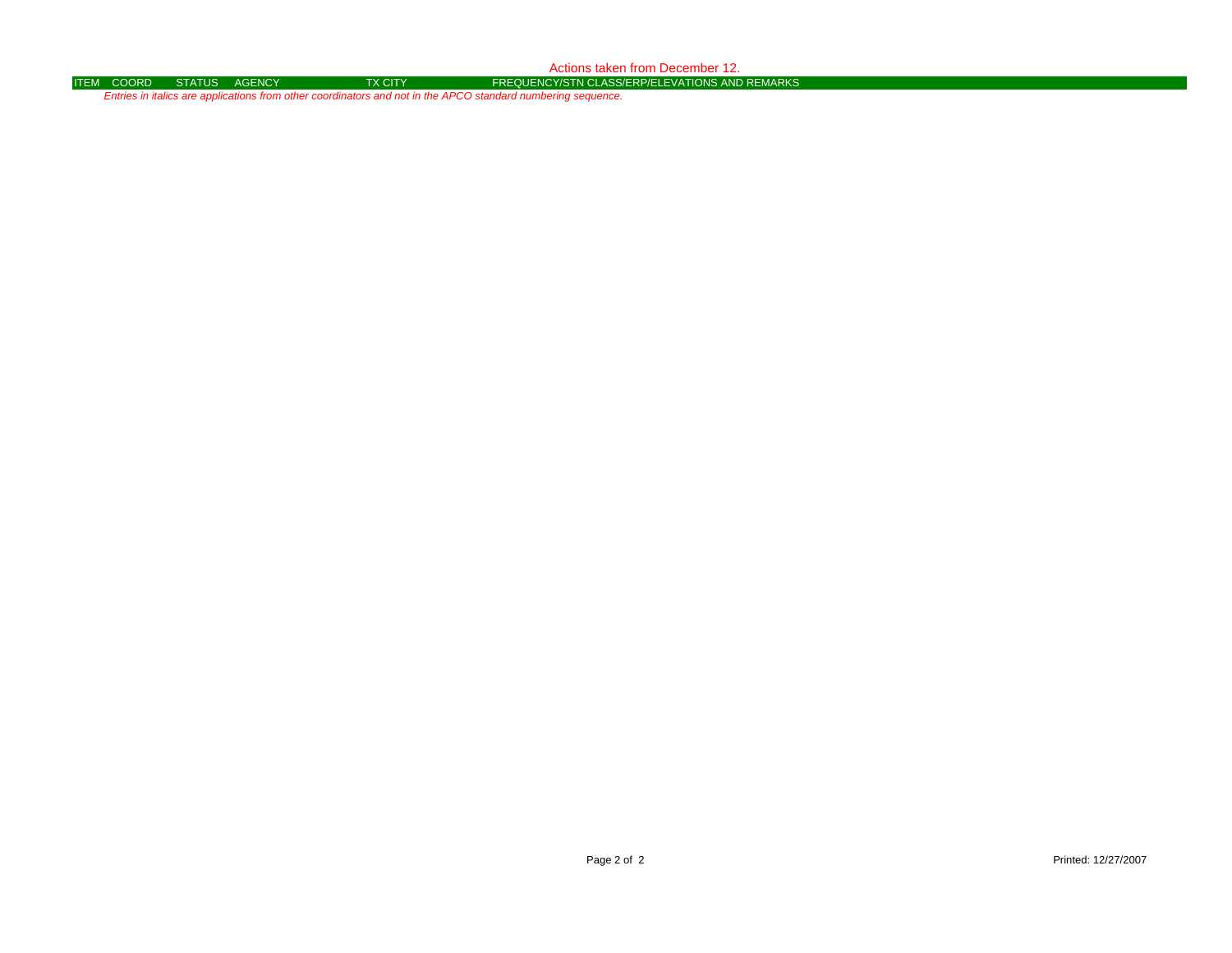Actions taken from December 12.

| ITEM | COORD | STATUS | AGENCY | TX CITY | FREQUENCY/STN CLASS/ERP/ELEVATIONS AND REMARKS |
|---|---|---|---|---|---|

*Entries in italics are applications from other coordinators and not in the APCO standard numbering sequence.*

Printed: 12/27/2007